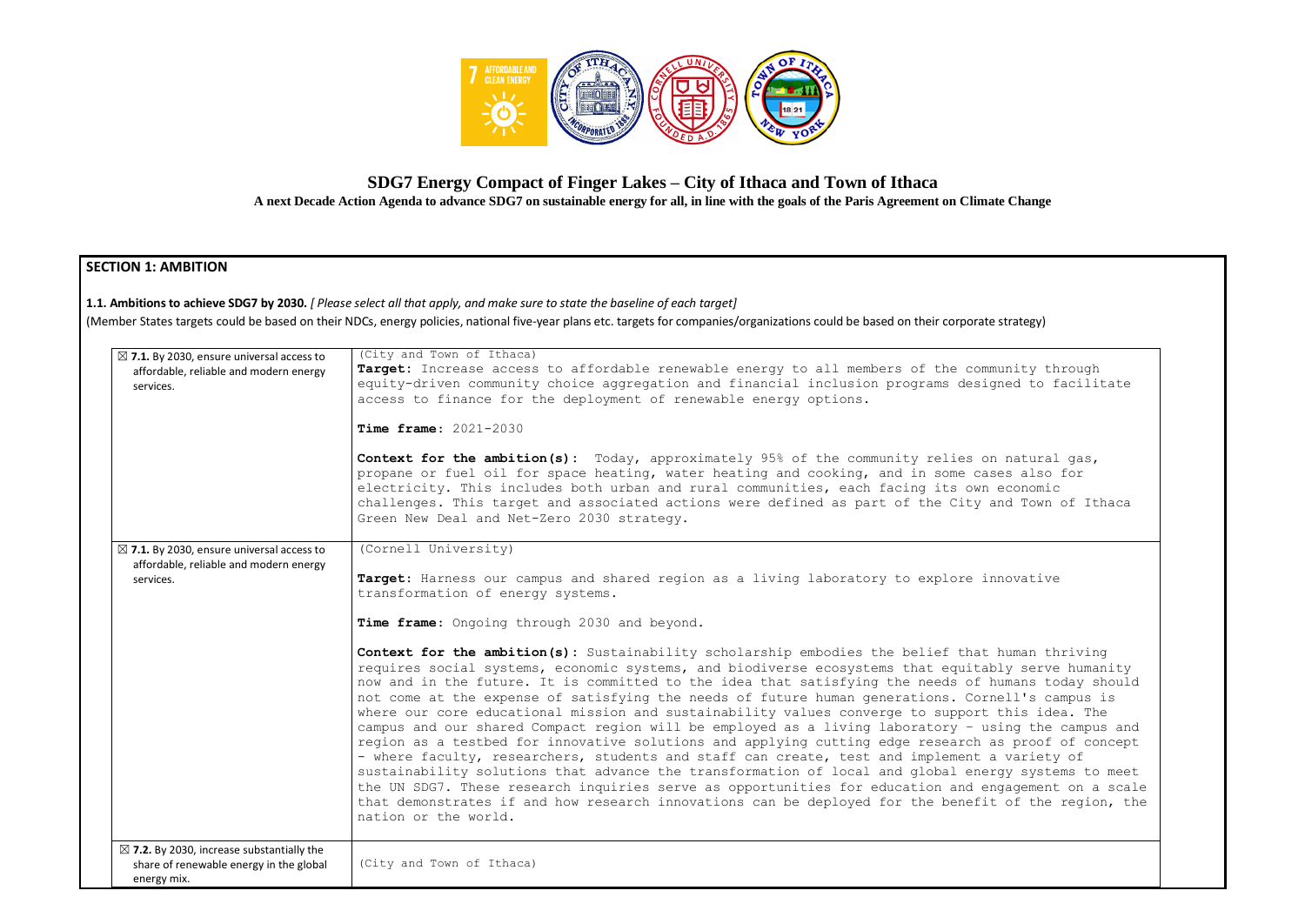# SDG7 Energy Compact of Finger Lakes – City of Ithaca and Town of Ithaca

**A next Decade Action Agenda to advance SDG7 on sustainable energy for all, in line with the goals of the Paris Agreement on Climate Change**

## SECTION 1: AMBITION

**1.1. Ambitions to achieve SDG7 by 2030.** *[ Please select all that apply, and make sure to state the baseline of each target]*

(Member States targets could be based on their NDCs, energy policies, national five-year plans etc. targets for companies/organizations could be based on their corporate strategy)

| | |
|---|---|
| ☒ **7.1.** By 2030, ensure universal access to affordable, reliable and modern energy services. | (City and Town of Ithaca)<br>**Target**: Increase access to affordable renewable energy to all members of the community through equity-driven community choice aggregation and financial inclusion programs designed to facilitate access to finance for the deployment of renewable energy options.<br><br>**Time frame**: 2021-2030<br><br>**Context for the ambition(s)**: Today, approximately 95% of the community relies on natural gas, propane or fuel oil for space heating, water heating and cooking, and in some cases also for electricity. This includes both urban and rural communities, each facing its own economic challenges. This target and associated actions were defined as part of the City and Town of Ithaca Green New Deal and Net-Zero 2030 strategy. |
| ☒ **7.1.** By 2030, ensure universal access to affordable, reliable and modern energy services. | (Cornell University)<br><br>**Target**: Harness our campus and shared region as a living laboratory to explore innovative transformation of energy systems.<br><br>**Time frame**: Ongoing through 2030 and beyond.<br><br>**Context for the ambition(s)**: Sustainability scholarship embodies the belief that human thriving requires social systems, economic systems, and biodiverse ecosystems that equitably serve humanity now and in the future. It is committed to the idea that satisfying the needs of humans today should not come at the expense of satisfying the needs of future human generations. Cornell's campus is where our core educational mission and sustainability values converge to support this idea. The campus and our shared Compact region will be employed as a living laboratory – using the campus and region as a testbed for innovative solutions and applying cutting edge research as proof of concept – where faculty, researchers, students and staff can create, test and implement a variety of sustainability solutions that advance the transformation of local and global energy systems to meet the UN SDG7. These research inquiries serve as opportunities for education and engagement on a scale that demonstrates if and how research innovations can be deployed for the benefit of the region, the nation or the world. |
| ☒ **7.2.** By 2030, increase substantially the share of renewable energy in the global energy mix. | (City and Town of Ithaca) |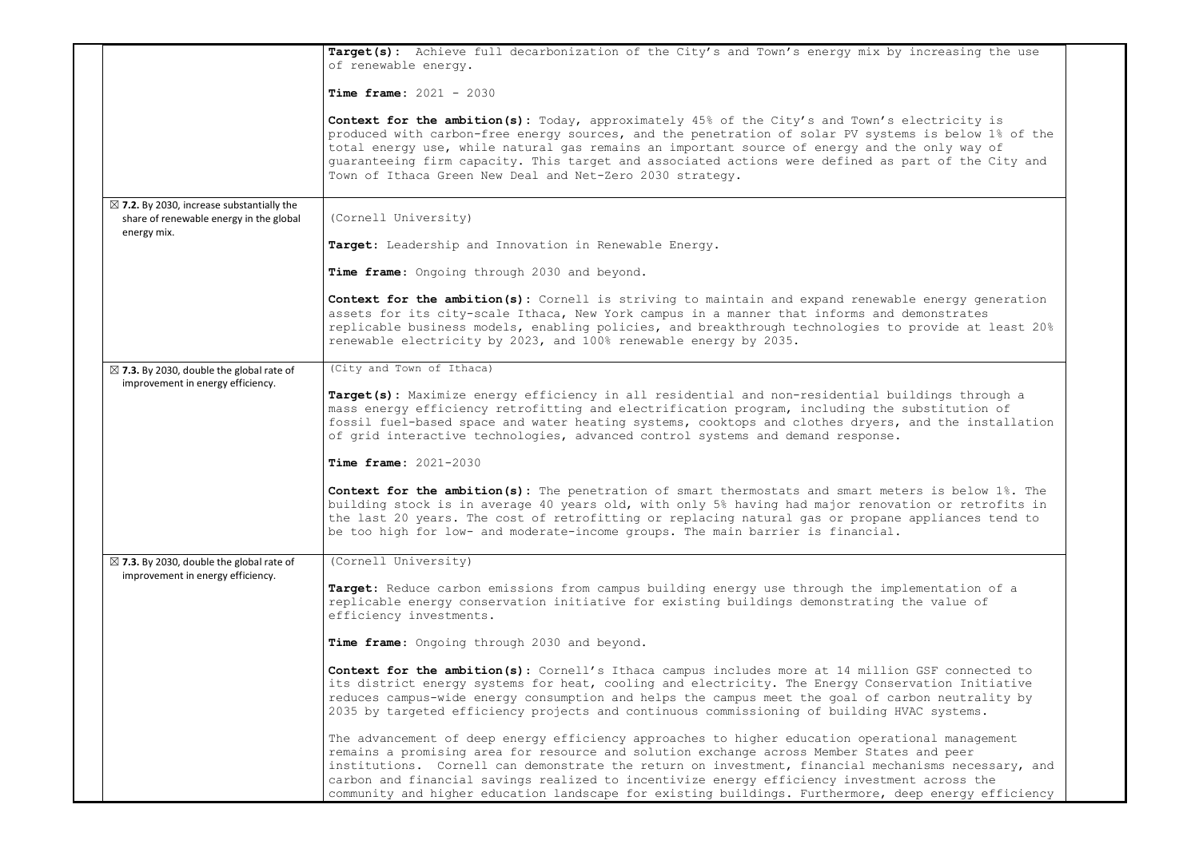| | |
|---|---|
| | **Target(s):** Achieve full decarbonization of the City's and Town's energy mix by increasing the use of renewable energy.<br><br>**Time frame:** 2021 - 2030<br><br>**Context for the ambition(s):** Today, approximately 45% of the City's and Town's electricity is produced with carbon-free energy sources, and the penetration of solar PV systems is below 1% of the total energy use, while natural gas remains an important source of energy and the only way of guaranteeing firm capacity. This target and associated actions were defined as part of the City and Town of Ithaca Green New Deal and Net-Zero 2030 strategy. |
| ☒ **7.2.** By 2030, increase substantially the share of renewable energy in the global energy mix. | (Cornell University)<br><br>**Target:** Leadership and Innovation in Renewable Energy.<br><br>**Time frame:** Ongoing through 2030 and beyond.<br><br>**Context for the ambition(s):** Cornell is striving to maintain and expand renewable energy generation assets for its city-scale Ithaca, New York campus in a manner that informs and demonstrates replicable business models, enabling policies, and breakthrough technologies to provide at least 20% renewable electricity by 2023, and 100% renewable energy by 2035. |
| ☒ **7.3.** By 2030, double the global rate of improvement in energy efficiency. | (City and Town of Ithaca)<br><br>**Target(s):** Maximize energy efficiency in all residential and non-residential buildings through a mass energy efficiency retrofitting and electrification program, including the substitution of fossil fuel-based space and water heating systems, cooktops and clothes dryers, and the installation of grid interactive technologies, advanced control systems and demand response.<br><br>**Time frame:** 2021-2030<br><br>**Context for the ambition(s):** The penetration of smart thermostats and smart meters is below 1%. The building stock is in average 40 years old, with only 5% having had major renovation or retrofits in the last 20 years. The cost of retrofitting or replacing natural gas or propane appliances tend to be too high for low- and moderate-income groups. The main barrier is financial. |
| ☒ **7.3.** By 2030, double the global rate of improvement in energy efficiency. | (Cornell University)<br><br>**Target:** Reduce carbon emissions from campus building energy use through the implementation of a replicable energy conservation initiative for existing buildings demonstrating the value of efficiency investments.<br><br>**Time frame:** Ongoing through 2030 and beyond.<br><br>**Context for the ambition(s):** Cornell's Ithaca campus includes more at 14 million GSF connected to its district energy systems for heat, cooling and electricity. The Energy Conservation Initiative reduces campus-wide energy consumption and helps the campus meet the goal of carbon neutrality by 2035 by targeted efficiency projects and continuous commissioning of building HVAC systems.<br><br>The advancement of deep energy efficiency approaches to higher education operational management remains a promising area for resource and solution exchange across Member States and peer institutions. Cornell can demonstrate the return on investment, financial mechanisms necessary, and carbon and financial savings realized to incentivize energy efficiency investment across the community and higher education landscape for existing buildings. Furthermore, deep energy efficiency |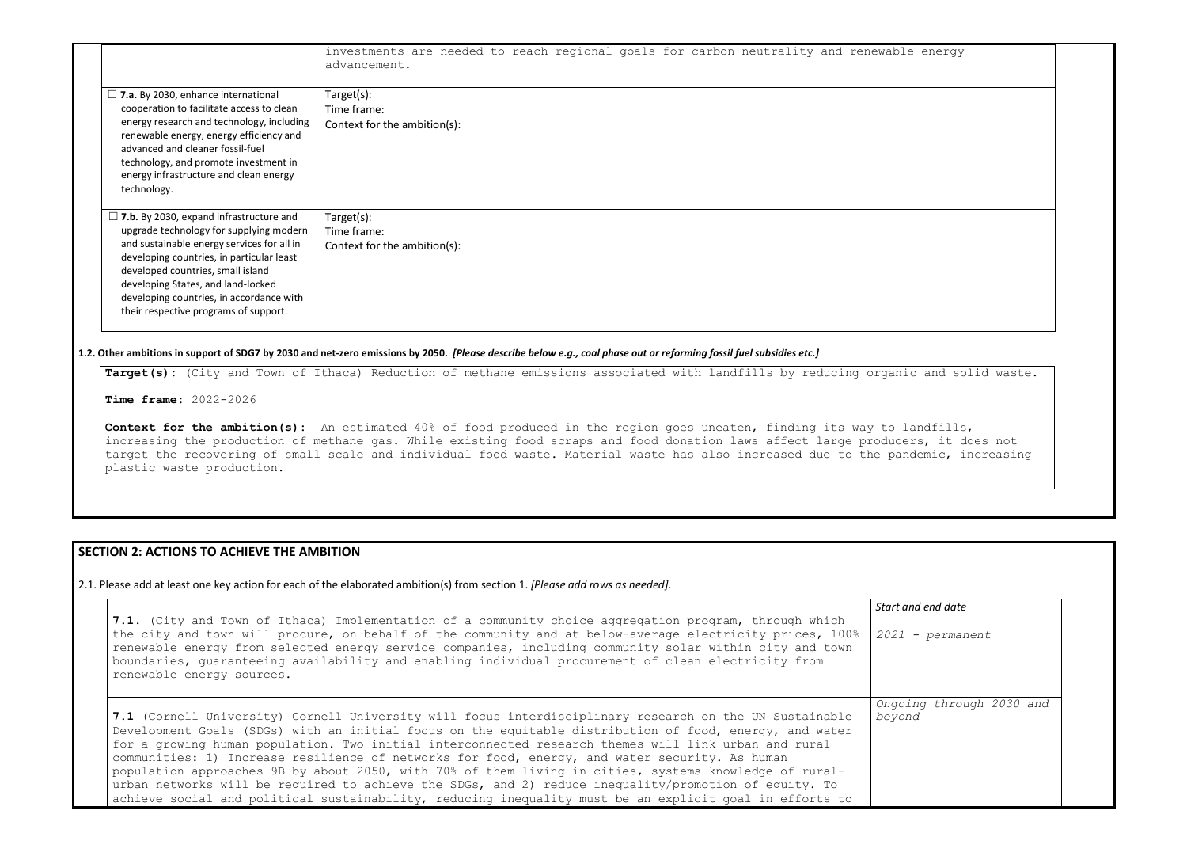| | |
|---|---|
| | investments are needed to reach regional goals for carbon neutrality and renewable energy advancement. |
| ☐ **7.a.** By 2030, enhance international cooperation to facilitate access to clean energy research and technology, including renewable energy, energy efficiency and advanced and cleaner fossil-fuel technology, and promote investment in energy infrastructure and clean energy technology. | Target(s):<br>Time frame:<br>Context for the ambition(s): |
| ☐ **7.b.** By 2030, expand infrastructure and upgrade technology for supplying modern and sustainable energy services for all in developing countries, in particular least developed countries, small island developing States, and land-locked developing countries, in accordance with their respective programs of support. | Target(s):<br>Time frame:<br>Context for the ambition(s): |

**1.2. Other ambitions in support of SDG7 by 2030 and net-zero emissions by 2050.** ***[Please describe below e.g., coal phase out or reforming fossil fuel subsidies etc.]***

**Target(s):** (City and Town of Ithaca) Reduction of methane emissions associated with landfills by reducing organic and solid waste.

**Time frame:** 2022-2026

**Context for the ambition(s):** An estimated 40% of food produced in the region goes uneaten, finding its way to landfills, increasing the production of methane gas. While existing food scraps and food donation laws affect large producers, it does not target the recovering of small scale and individual food waste. Material waste has also increased due to the pandemic, increasing plastic waste production.

## SECTION 2: ACTIONS TO ACHIEVE THE AMBITION

2.1. Please add at least one key action for each of the elaborated ambition(s) from section 1. *[Please add rows as needed].*

| | *Start and end date* |
|---|---|
| **7.1.** (City and Town of Ithaca) Implementation of a community choice aggregation program, through which the city and town will procure, on behalf of the community and at below-average electricity prices, 100% renewable energy from selected energy service companies, including community solar within city and town boundaries, guaranteeing availability and enabling individual procurement of clean electricity from renewable energy sources. | *2021 - permanent* |
| **7.1** (Cornell University) Cornell University will focus interdisciplinary research on the UN Sustainable Development Goals (SDGs) with an initial focus on the equitable distribution of food, energy, and water for a growing human population. Two initial interconnected research themes will link urban and rural communities: 1) Increase resilience of networks for food, energy, and water security. As human population approaches 9B by about 2050, with 70% of them living in cities, systems knowledge of rural-urban networks will be required to achieve the SDGs, and 2) reduce inequality/promotion of equity. To achieve social and political sustainability, reducing inequality must be an explicit goal in efforts to | *Ongoing through 2030 and beyond* |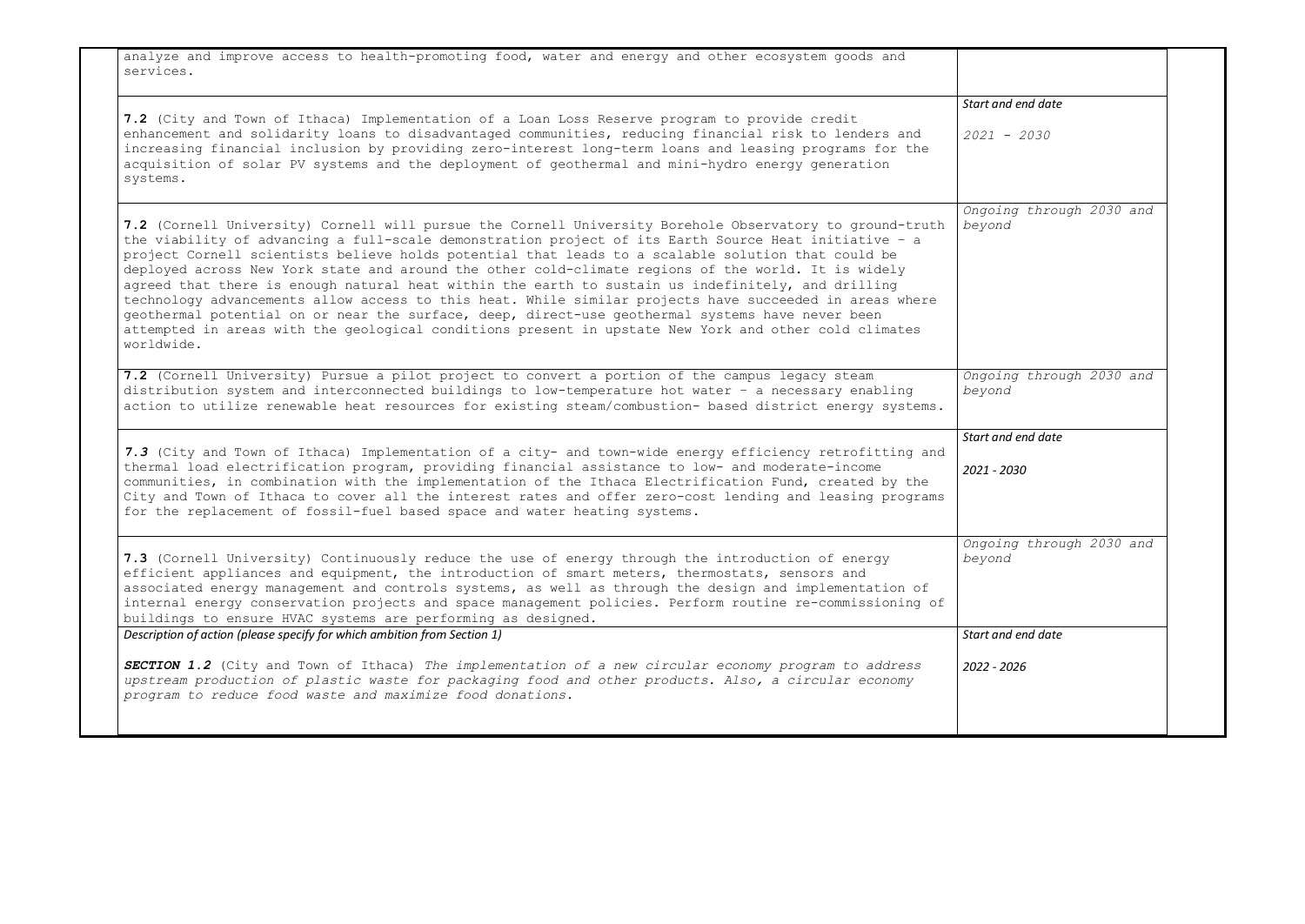| | |
|---|---|
| analyze and improve access to health-promoting food, water and energy and other ecosystem goods and services. | |
| **7.2** (City and Town of Ithaca) Implementation of a Loan Loss Reserve program to provide credit enhancement and solidarity loans to disadvantaged communities, reducing financial risk to lenders and increasing financial inclusion by providing zero-interest long-term loans and leasing programs for the acquisition of solar PV systems and the deployment of geothermal and mini-hydro energy generation systems. | *Start and end date*<br><br>*2021 - 2030* |
| **7.2** (Cornell University) Cornell will pursue the Cornell University Borehole Observatory to ground-truth the viability of advancing a full-scale demonstration project of its Earth Source Heat initiative - a project Cornell scientists believe holds potential that leads to a scalable solution that could be deployed across New York state and around the other cold-climate regions of the world. It is widely agreed that there is enough natural heat within the earth to sustain us indefinitely, and drilling technology advancements allow access to this heat. While similar projects have succeeded in areas where geothermal potential on or near the surface, deep, direct-use geothermal systems have never been attempted in areas with the geological conditions present in upstate New York and other cold climates worldwide. | *Ongoing through 2030 and beyond* |
| **7.2** (Cornell University) Pursue a pilot project to convert a portion of the campus legacy steam distribution system and interconnected buildings to low-temperature hot water - a necessary enabling action to utilize renewable heat resources for existing steam/combustion- based district energy systems. | *Ongoing through 2030 and beyond* |
| ***7.3*** (City and Town of Ithaca) Implementation of a city- and town-wide energy efficiency retrofitting and thermal load electrification program, providing financial assistance to low- and moderate-income communities, in combination with the implementation of the Ithaca Electrification Fund, created by the City and Town of Ithaca to cover all the interest rates and offer zero-cost lending and leasing programs for the replacement of fossil-fuel based space and water heating systems. | *Start and end date*<br><br>*2021 - 2030* |
| **7.3** (Cornell University) Continuously reduce the use of energy through the introduction of energy efficient appliances and equipment, the introduction of smart meters, thermostats, sensors and associated energy management and controls systems, as well as through the design and implementation of internal energy conservation projects and space management policies. Perform routine re-commissioning of buildings to ensure HVAC systems are performing as designed. | *Ongoing through 2030 and beyond* |
| *Description of action (please specify for which ambition from Section 1)*<br><br>***SECTION 1.2*** (City and Town of Ithaca) *The implementation of a new circular economy program to address upstream production of plastic waste for packaging food and other products. Also, a circular economy program to reduce food waste and maximize food donations.* | *Start and end date*<br><br>*2022 - 2026* |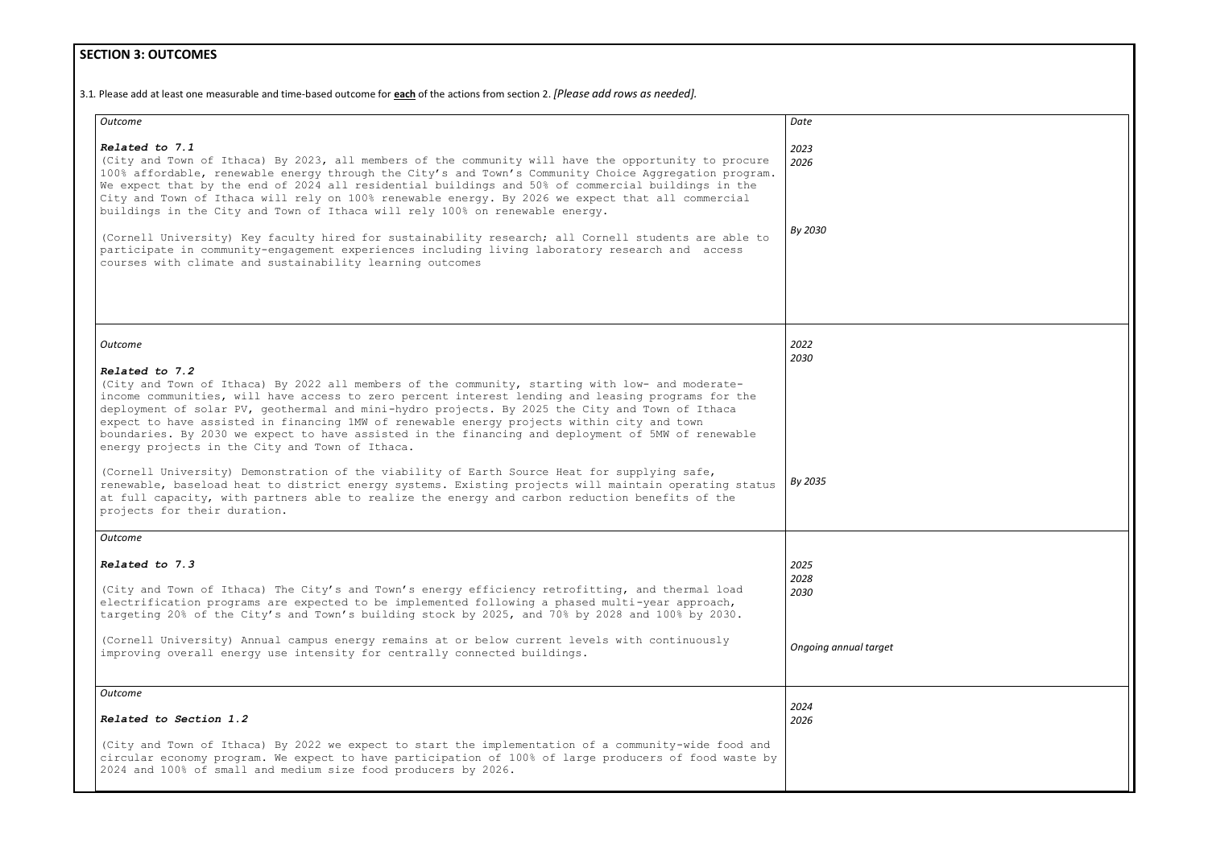## SECTION 3: OUTCOMES

3.1. Please add at least one measurable and time-based outcome for **each** of the actions from section 2. *[Please add rows as needed].*

| *Outcome* | *Date* |
|---|---|
| ***Related to 7.1***<br>(City and Town of Ithaca) By 2023, all members of the community will have the opportunity to procure 100% affordable, renewable energy through the City's and Town's Community Choice Aggregation program. We expect that by the end of 2024 all residential buildings and 50% of commercial buildings in the City and Town of Ithaca will rely on 100% renewable energy. By 2026 we expect that all commercial buildings in the City and Town of Ithaca will rely 100% on renewable energy.<br><br>(Cornell University) Key faculty hired for sustainability research; all Cornell students are able to participate in community-engagement experiences including living laboratory research and access courses with climate and sustainability learning outcomes | *2023*<br>*2026*<br><br>*By 2030* |
| *Outcome*<br><br>***Related to 7.2***<br>(City and Town of Ithaca) By 2022 all members of the community, starting with low- and moderate-income communities, will have access to zero percent interest lending and leasing programs for the deployment of solar PV, geothermal and mini-hydro projects. By 2025 the City and Town of Ithaca expect to have assisted in financing 1MW of renewable energy projects within city and town boundaries. By 2030 we expect to have assisted in the financing and deployment of 5MW of renewable energy projects in the City and Town of Ithaca.<br><br>(Cornell University) Demonstration of the viability of Earth Source Heat for supplying safe, renewable, baseload heat to district energy systems. Existing projects will maintain operating status at full capacity, with partners able to realize the energy and carbon reduction benefits of the projects for their duration. | *2022*<br>*2030*<br><br>*By 2035* |
| *Outcome*<br><br>***Related to 7.3***<br><br>(City and Town of Ithaca) The City's and Town's energy efficiency retrofitting, and thermal load electrification programs are expected to be implemented following a phased multi-year approach, targeting 20% of the City's and Town's building stock by 2025, and 70% by 2028 and 100% by 2030.<br><br>(Cornell University) Annual campus energy remains at or below current levels with continuously improving overall energy use intensity for centrally connected buildings. | *2025*<br>*2028*<br>*2030*<br><br>*Ongoing annual target* |
| *Outcome*<br><br>***Related to Section 1.2***<br><br>(City and Town of Ithaca) By 2022 we expect to start the implementation of a community-wide food and circular economy program. We expect to have participation of 100% of large producers of food waste by 2024 and 100% of small and medium size food producers by 2026. | *2024*<br>*2026* |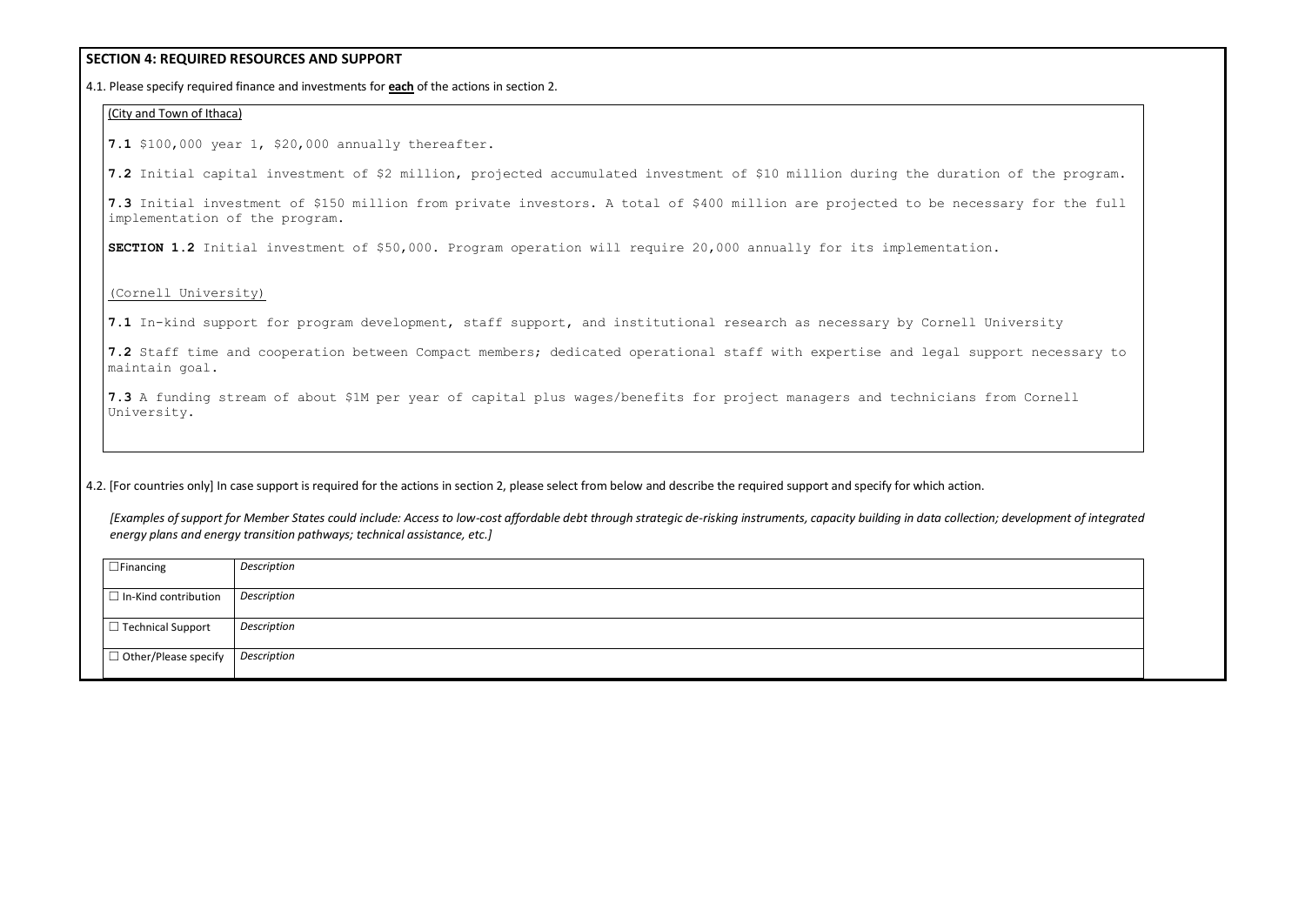## SECTION 4: REQUIRED RESOURCES AND SUPPORT

4.1. Please specify required finance and investments for **each** of the actions in section 2.

(City and Town of Ithaca)

**7.1** $100,000 year 1, $20,000 annually thereafter.

**7.2** Initial capital investment of $2 million, projected accumulated investment of $10 million during the duration of the program.

**7.3** Initial investment of $150 million from private investors. A total of $400 million are projected to be necessary for the full implementation of the program.

**SECTION 1.2** Initial investment of $50,000. Program operation will require 20,000 annually for its implementation.

(Cornell University)

**7.1** In-kind support for program development, staff support, and institutional research as necessary by Cornell University

**7.2** Staff time and cooperation between Compact members; dedicated operational staff with expertise and legal support necessary to maintain goal.

**7.3** A funding stream of about $1M per year of capital plus wages/benefits for project managers and technicians from Cornell University.

4.2. [For countries only] In case support is required for the actions in section 2, please select from below and describe the required support and specify for which action.

*[Examples of support for Member States could include: Access to low-cost affordable debt through strategic de-risking instruments, capacity building in data collection; development of integrated energy plans and energy transition pathways; technical assistance, etc.]*

| | |
|---|---|
| ☐ Financing | *Description* |
| ☐ In-Kind contribution | *Description* |
| ☐ Technical Support | *Description* |
| ☐ Other/Please specify | *Description* |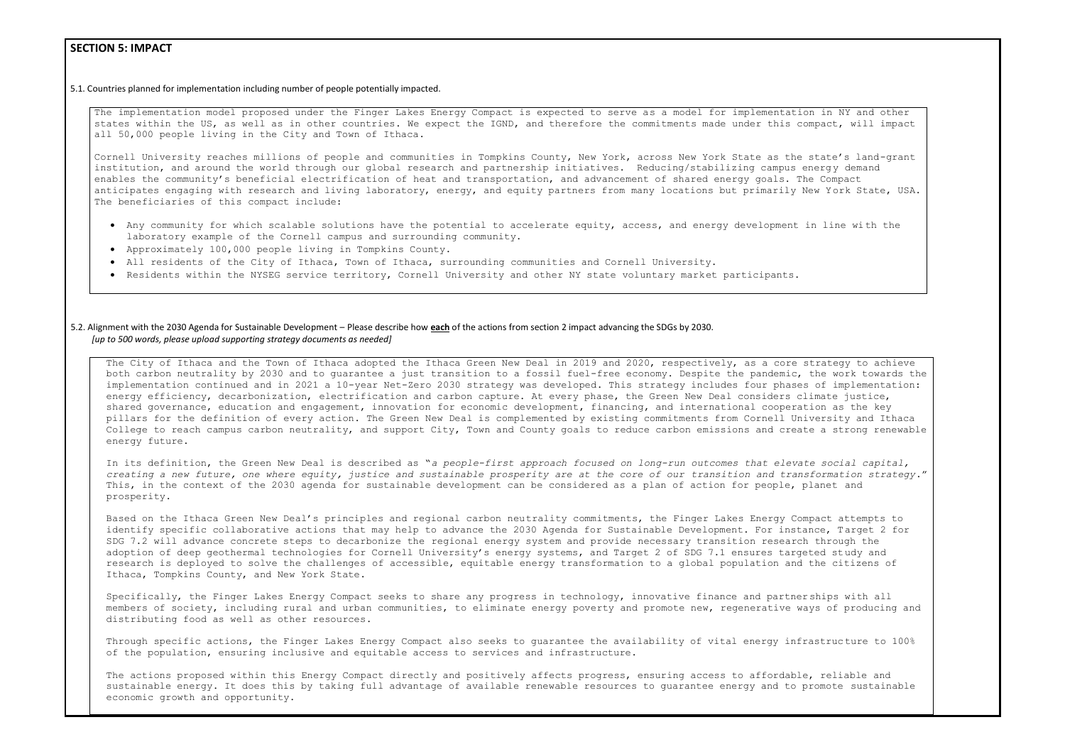## SECTION 5: IMPACT

5.1. Countries planned for implementation including number of people potentially impacted.

The implementation model proposed under the Finger Lakes Energy Compact is expected to serve as a model for implementation in NY and other states within the US, as well as in other countries. We expect the IGND, and therefore the commitments made under this compact, will impact all 50,000 people living in the City and Town of Ithaca.

Cornell University reaches millions of people and communities in Tompkins County, New York, across New York State as the state's land-grant institution, and around the world through our global research and partnership initiatives. Reducing/stabilizing campus energy demand enables the community's beneficial electrification of heat and transportation, and advancement of shared energy goals. The Compact anticipates engaging with research and living laboratory, energy, and equity partners from many locations but primarily New York State, USA. The beneficiaries of this compact include:

- Any community for which scalable solutions have the potential to accelerate equity, access, and energy development in line with the laboratory example of the Cornell campus and surrounding community.
- Approximately 100,000 people living in Tompkins County.
- All residents of the City of Ithaca, Town of Ithaca, surrounding communities and Cornell University.
- Residents within the NYSEG service territory, Cornell University and other NY state voluntary market participants.

5.2. Alignment with the 2030 Agenda for Sustainable Development – Please describe how **each** of the actions from section 2 impact advancing the SDGs by 2030.
*[up to 500 words, please upload supporting strategy documents as needed]*

The City of Ithaca and the Town of Ithaca adopted the Ithaca Green New Deal in 2019 and 2020, respectively, as a core strategy to achieve both carbon neutrality by 2030 and to guarantee a just transition to a fossil fuel-free economy. Despite the pandemic, the work towards the implementation continued and in 2021 a 10-year Net-Zero 2030 strategy was developed. This strategy includes four phases of implementation: energy efficiency, decarbonization, electrification and carbon capture. At every phase, the Green New Deal considers climate justice, shared governance, education and engagement, innovation for economic development, financing, and international cooperation as the key pillars for the definition of every action. The Green New Deal is complemented by existing commitments from Cornell University and Ithaca College to reach campus carbon neutrality, and support City, Town and County goals to reduce carbon emissions and create a strong renewable energy future.

In its definition, the Green New Deal is described as "*a people-first approach focused on long-run outcomes that elevate social capital, creating a new future, one where equity, justice and sustainable prosperity are at the core of our transition and transformation strategy.*" This, in the context of the 2030 agenda for sustainable development can be considered as a plan of action for people, planet and prosperity.

Based on the Ithaca Green New Deal's principles and regional carbon neutrality commitments, the Finger Lakes Energy Compact attempts to identify specific collaborative actions that may help to advance the 2030 Agenda for Sustainable Development. For instance, Target 2 for SDG 7.2 will advance concrete steps to decarbonize the regional energy system and provide necessary transition research through the adoption of deep geothermal technologies for Cornell University's energy systems, and Target 2 of SDG 7.1 ensures targeted study and research is deployed to solve the challenges of accessible, equitable energy transformation to a global population and the citizens of Ithaca, Tompkins County, and New York State.

Specifically, the Finger Lakes Energy Compact seeks to share any progress in technology, innovative finance and partnerships with all members of society, including rural and urban communities, to eliminate energy poverty and promote new, regenerative ways of producing and distributing food as well as other resources.

Through specific actions, the Finger Lakes Energy Compact also seeks to guarantee the availability of vital energy infrastructure to 100% of the population, ensuring inclusive and equitable access to services and infrastructure.

The actions proposed within this Energy Compact directly and positively affects progress, ensuring access to affordable, reliable and sustainable energy. It does this by taking full advantage of available renewable resources to guarantee energy and to promote sustainable economic growth and opportunity.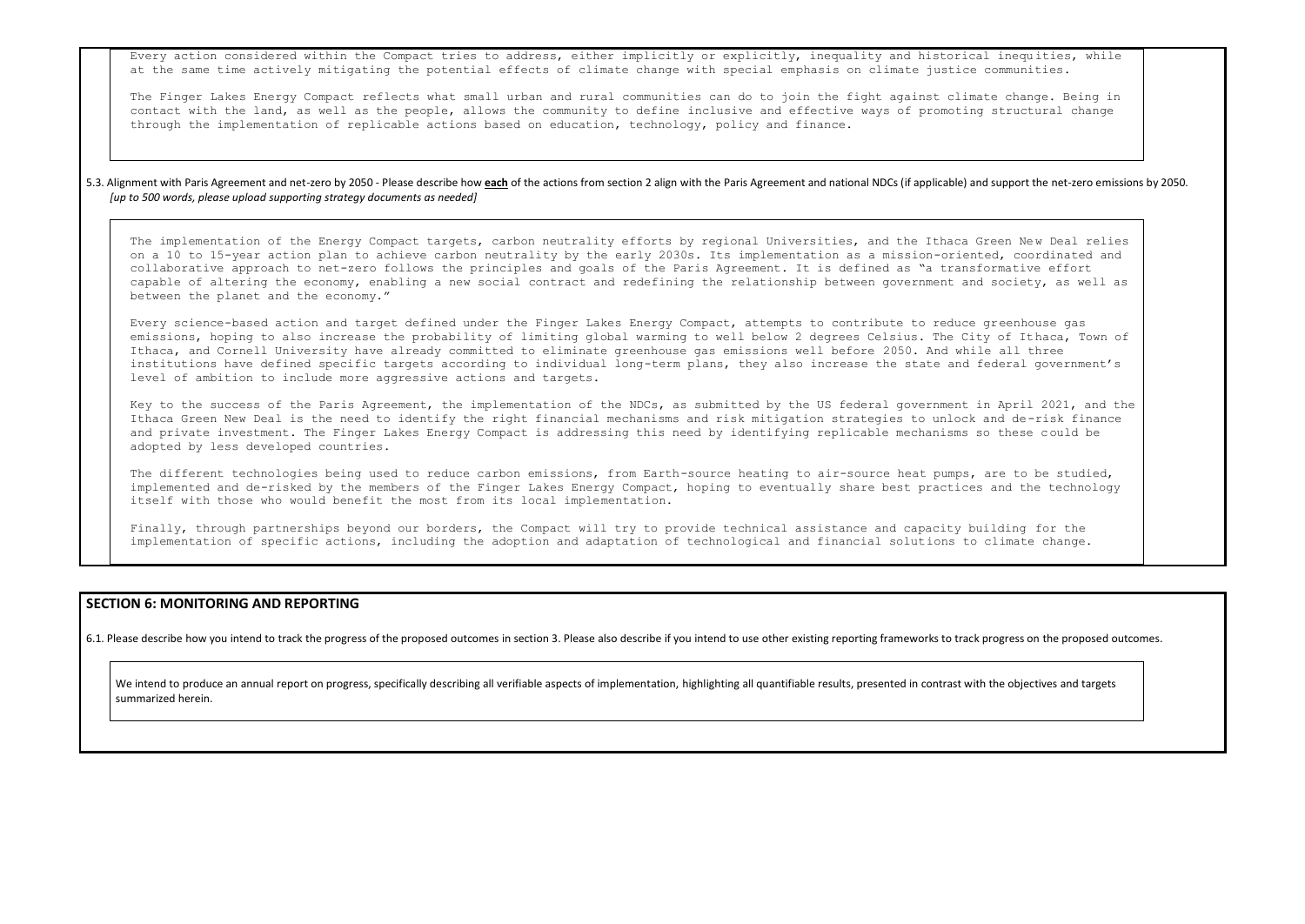Every action considered within the Compact tries to address, either implicitly or explicitly, inequality and historical inequities, while at the same time actively mitigating the potential effects of climate change with special emphasis on climate justice communities.

The Finger Lakes Energy Compact reflects what small urban and rural communities can do to join the fight against climate change. Being in contact with the land, as well as the people, allows the community to define inclusive and effective ways of promoting structural change through the implementation of replicable actions based on education, technology, policy and finance.

5.3. Alignment with Paris Agreement and net-zero by 2050 - Please describe how **each** of the actions from section 2 align with the Paris Agreement and national NDCs (if applicable) and support the net-zero emissions by 2050. *[up to 500 words, please upload supporting strategy documents as needed]*

The implementation of the Energy Compact targets, carbon neutrality efforts by regional Universities, and the Ithaca Green New Deal relies on a 10 to 15-year action plan to achieve carbon neutrality by the early 2030s. Its implementation as a mission-oriented, coordinated and collaborative approach to net-zero follows the principles and goals of the Paris Agreement. It is defined as "a transformative effort capable of altering the economy, enabling a new social contract and redefining the relationship between government and society, as well as between the planet and the economy."

Every science-based action and target defined under the Finger Lakes Energy Compact, attempts to contribute to reduce greenhouse gas emissions, hoping to also increase the probability of limiting global warming to well below 2 degrees Celsius. The City of Ithaca, Town of Ithaca, and Cornell University have already committed to eliminate greenhouse gas emissions well before 2050. And while all three institutions have defined specific targets according to individual long-term plans, they also increase the state and federal government's level of ambition to include more aggressive actions and targets.

Key to the success of the Paris Agreement, the implementation of the NDCs, as submitted by the US federal government in April 2021, and the Ithaca Green New Deal is the need to identify the right financial mechanisms and risk mitigation strategies to unlock and de-risk finance and private investment. The Finger Lakes Energy Compact is addressing this need by identifying replicable mechanisms so these could be adopted by less developed countries.

The different technologies being used to reduce carbon emissions, from Earth-source heating to air-source heat pumps, are to be studied, implemented and de-risked by the members of the Finger Lakes Energy Compact, hoping to eventually share best practices and the technology itself with those who would benefit the most from its local implementation.

Finally, through partnerships beyond our borders, the Compact will try to provide technical assistance and capacity building for the implementation of specific actions, including the adoption and adaptation of technological and financial solutions to climate change.

## SECTION 6: MONITORING AND REPORTING

6.1. Please describe how you intend to track the progress of the proposed outcomes in section 3. Please also describe if you intend to use other existing reporting frameworks to track progress on the proposed outcomes.

We intend to produce an annual report on progress, specifically describing all verifiable aspects of implementation, highlighting all quantifiable results, presented in contrast with the objectives and targets summarized herein.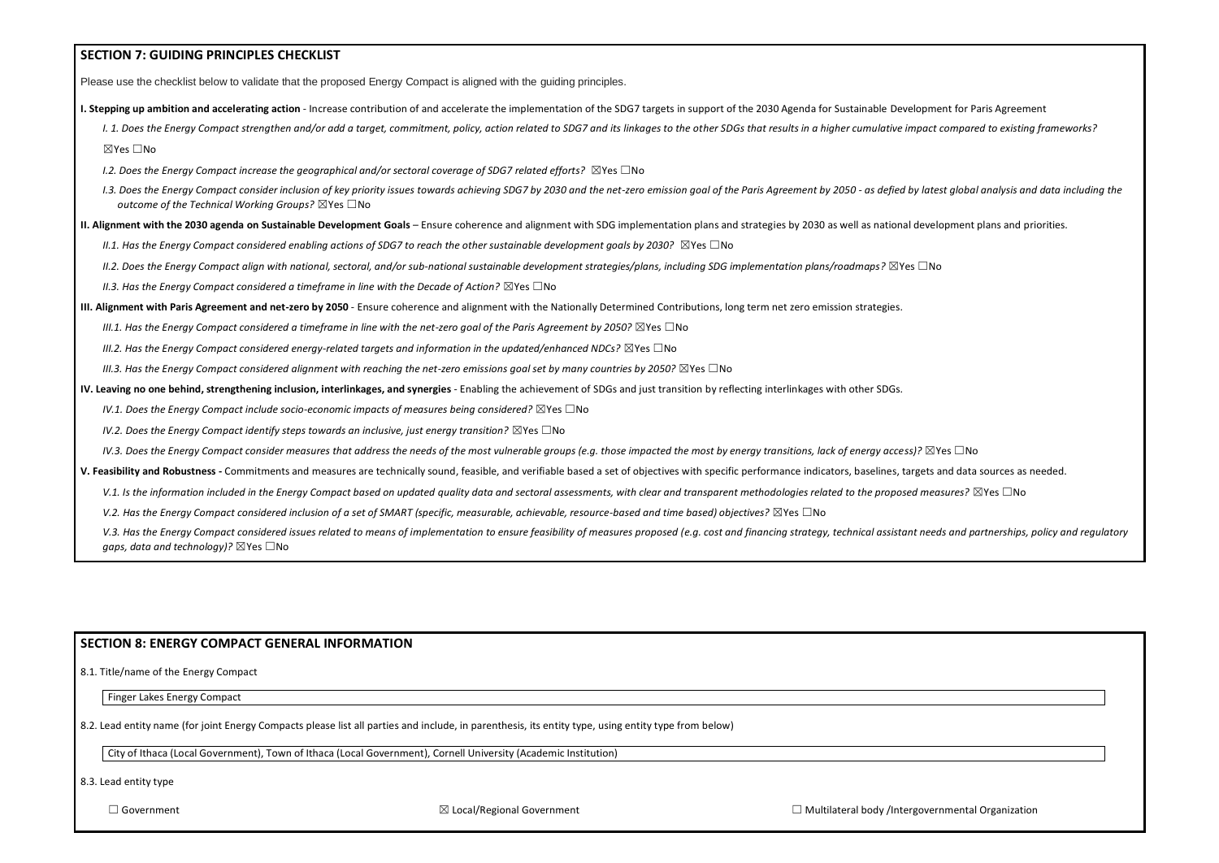## SECTION 7: GUIDING PRINCIPLES CHECKLIST

Please use the checklist below to validate that the proposed Energy Compact is aligned with the guiding principles.

**I. Stepping up ambition and accelerating action** - Increase contribution of and accelerate the implementation of the SDG7 targets in support of the 2030 Agenda for Sustainable Development for Paris Agreement

*I. 1. Does the Energy Compact strengthen and/or add a target, commitment, policy, action related to SDG7 and its linkages to the other SDGs that results in a higher cumulative impact compared to existing frameworks?*

☒Yes ☐No

*I.2. Does the Energy Compact increase the geographical and/or sectoral coverage of SDG7 related efforts?* ☒Yes ☐No

*I.3. Does the Energy Compact consider inclusion of key priority issues towards achieving SDG7 by 2030 and the net-zero emission goal of the Paris Agreement by 2050 - as defied by latest global analysis and data including the outcome of the Technical Working Groups?* ☒Yes ☐No

**II. Alignment with the 2030 agenda on Sustainable Development Goals** – Ensure coherence and alignment with SDG implementation plans and strategies by 2030 as well as national development plans and priorities.

*II.1. Has the Energy Compact considered enabling actions of SDG7 to reach the other sustainable development goals by 2030?* ☒Yes ☐No

*II.2. Does the Energy Compact align with national, sectoral, and/or sub-national sustainable development strategies/plans, including SDG implementation plans/roadmaps?* ☒Yes ☐No

*II.3. Has the Energy Compact considered a timeframe in line with the Decade of Action?* ☒Yes ☐No

**III. Alignment with Paris Agreement and net-zero by 2050** - Ensure coherence and alignment with the Nationally Determined Contributions, long term net zero emission strategies.

*III.1. Has the Energy Compact considered a timeframe in line with the net-zero goal of the Paris Agreement by 2050?* ☒Yes ☐No

*III.2. Has the Energy Compact considered energy-related targets and information in the updated/enhanced NDCs?* ☒Yes ☐No

*III.3. Has the Energy Compact considered alignment with reaching the net-zero emissions goal set by many countries by 2050?* ☒Yes ☐No

**IV. Leaving no one behind, strengthening inclusion, interlinkages, and synergies** - Enabling the achievement of SDGs and just transition by reflecting interlinkages with other SDGs.

*IV.1. Does the Energy Compact include socio-economic impacts of measures being considered?* ☒Yes ☐No

*IV.2. Does the Energy Compact identify steps towards an inclusive, just energy transition?* ☒Yes ☐No

*IV.3. Does the Energy Compact consider measures that address the needs of the most vulnerable groups (e.g. those impacted the most by energy transitions, lack of energy access)?* ☒Yes ☐No

**V. Feasibility and Robustness -** Commitments and measures are technically sound, feasible, and verifiable based a set of objectives with specific performance indicators, baselines, targets and data sources as needed.

*V.1. Is the information included in the Energy Compact based on updated quality data and sectoral assessments, with clear and transparent methodologies related to the proposed measures?* ☒Yes ☐No

*V.2. Has the Energy Compact considered inclusion of a set of SMART (specific, measurable, achievable, resource-based and time based) objectives?* ☒Yes ☐No

*V.3. Has the Energy Compact considered issues related to means of implementation to ensure feasibility of measures proposed (e.g. cost and financing strategy, technical assistant needs and partnerships, policy and regulatory gaps, data and technology)?* ☒Yes ☐No

## SECTION 8: ENERGY COMPACT GENERAL INFORMATION

8.1. Title/name of the Energy Compact

Finger Lakes Energy Compact

8.2. Lead entity name (for joint Energy Compacts please list all parties and include, in parenthesis, its entity type, using entity type from below)

City of Ithaca (Local Government), Town of Ithaca (Local Government), Cornell University (Academic Institution)

8.3. Lead entity type

☐ Government ☒ Local/Regional Government ☐ Multilateral body /Intergovernmental Organization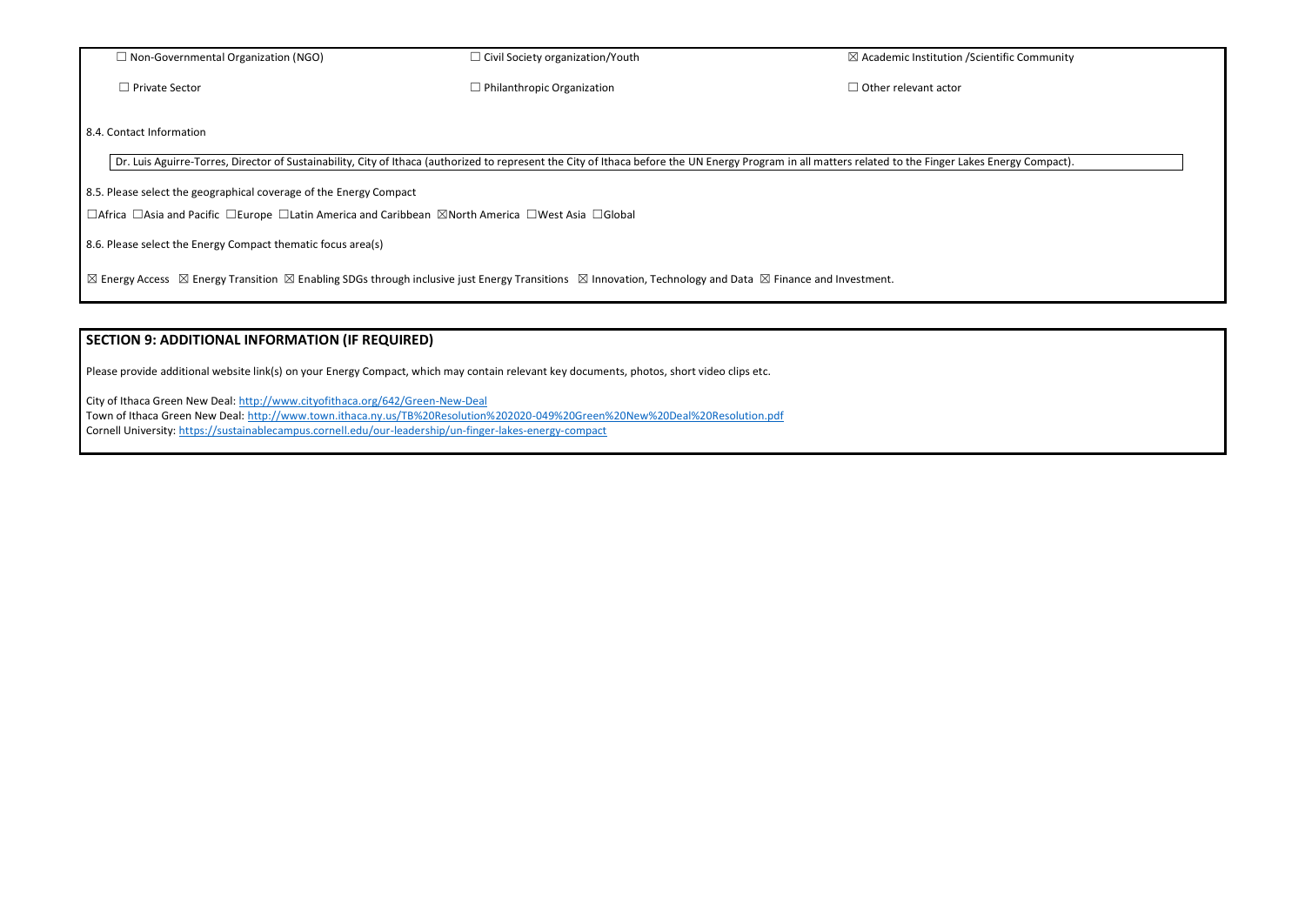☐ Non-Governmental Organization (NGO) ☐ Civil Society organization/Youth ☒ Academic Institution /Scientific Community

☐ Private Sector ☐ Philanthropic Organization ☐ Other relevant actor

8.4. Contact Information

Dr. Luis Aguirre-Torres, Director of Sustainability, City of Ithaca (authorized to represent the City of Ithaca before the UN Energy Program in all matters related to the Finger Lakes Energy Compact).

8.5. Please select the geographical coverage of the Energy Compact

☐Africa ☐Asia and Pacific ☐Europe ☐Latin America and Caribbean ☒North America ☐West Asia ☐Global

8.6. Please select the Energy Compact thematic focus area(s)

☒ Energy Access ☒ Energy Transition ☒ Enabling SDGs through inclusive just Energy Transitions ☒ Innovation, Technology and Data ☒ Finance and Investment.

## SECTION 9: ADDITIONAL INFORMATION (IF REQUIRED)

Please provide additional website link(s) on your Energy Compact, which may contain relevant key documents, photos, short video clips etc.

City of Ithaca Green New Deal: http://www.cityofithaca.org/642/Green-New-Deal
Town of Ithaca Green New Deal: http://www.town.ithaca.ny.us/TB%20Resolution%202020-049%20Green%20New%20Deal%20Resolution.pdf
Cornell University: https://sustainablecampus.cornell.edu/our-leadership/un-finger-lakes-energy-compact